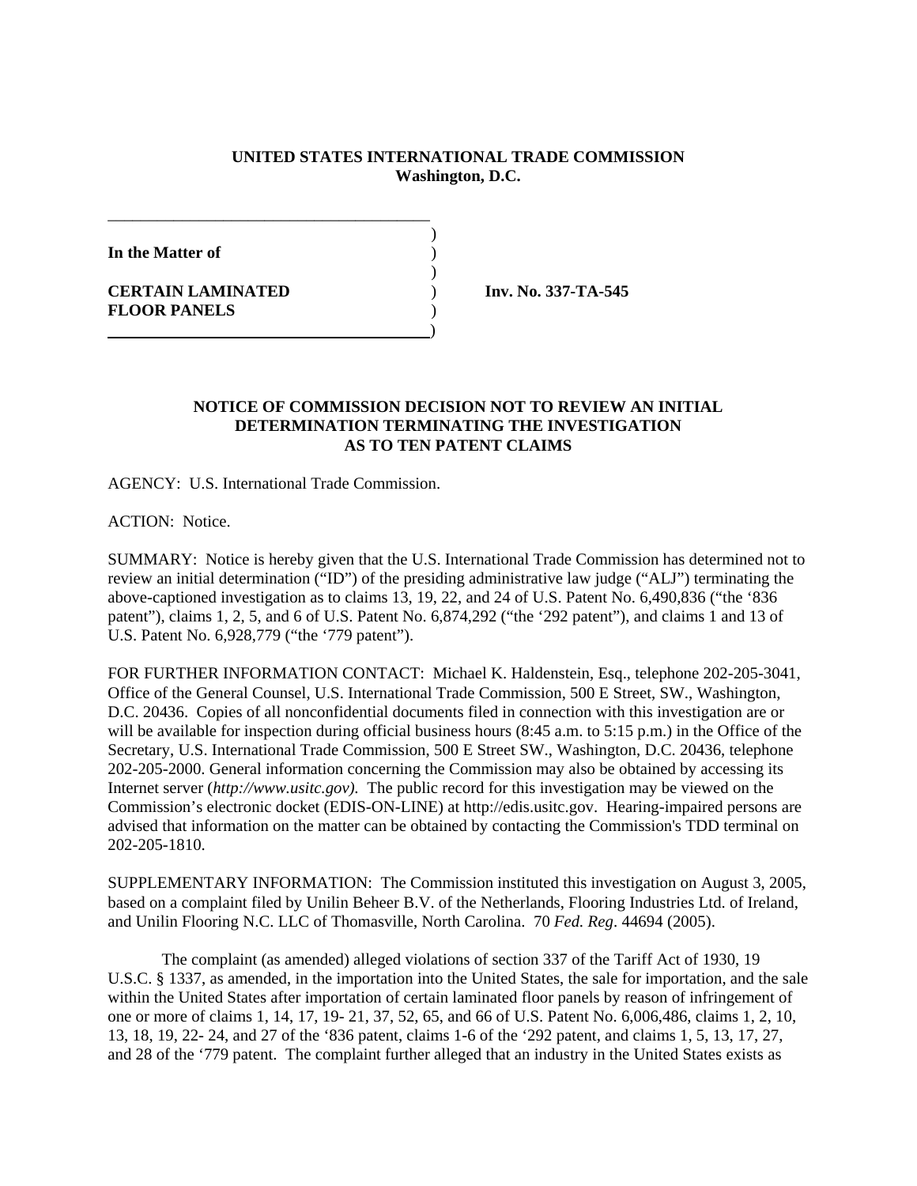**UNITED STATES INTERNATIONAL TRADE COMMISSION**
**Washington, D.C.**

**In the Matter of**

**CERTAIN LAMINATED FLOOR PANELS**

**Inv. No. 337-TA-545**

**NOTICE OF COMMISSION DECISION NOT TO REVIEW AN INITIAL DETERMINATION TERMINATING THE INVESTIGATION AS TO TEN PATENT CLAIMS**

AGENCY: U.S. International Trade Commission.

ACTION: Notice.

SUMMARY: Notice is hereby given that the U.S. International Trade Commission has determined not to review an initial determination ("ID") of the presiding administrative law judge ("ALJ") terminating the above-captioned investigation as to claims 13, 19, 22, and 24 of U.S. Patent No. 6,490,836 ("the '836 patent"), claims 1, 2, 5, and 6 of U.S. Patent No. 6,874,292 ("the '292 patent"), and claims 1 and 13 of U.S. Patent No. 6,928,779 ("the '779 patent").

FOR FURTHER INFORMATION CONTACT: Michael K. Haldenstein, Esq., telephone 202-205-3041, Office of the General Counsel, U.S. International Trade Commission, 500 E Street, SW., Washington, D.C. 20436. Copies of all nonconfidential documents filed in connection with this investigation are or will be available for inspection during official business hours (8:45 a.m. to 5:15 p.m.) in the Office of the Secretary, U.S. International Trade Commission, 500 E Street SW., Washington, D.C. 20436, telephone 202-205-2000. General information concerning the Commission may also be obtained by accessing its Internet server (*http://www.usitc.gov)*. The public record for this investigation may be viewed on the Commission's electronic docket (EDIS-ON-LINE) at http://edis.usitc.gov. Hearing-impaired persons are advised that information on the matter can be obtained by contacting the Commission's TDD terminal on 202-205-1810.

SUPPLEMENTARY INFORMATION: The Commission instituted this investigation on August 3, 2005, based on a complaint filed by Unilin Beheer B.V. of the Netherlands, Flooring Industries Ltd. of Ireland, and Unilin Flooring N.C. LLC of Thomasville, North Carolina. 70 *Fed. Reg*. 44694 (2005).

The complaint (as amended) alleged violations of section 337 of the Tariff Act of 1930, 19 U.S.C. § 1337, as amended, in the importation into the United States, the sale for importation, and the sale within the United States after importation of certain laminated floor panels by reason of infringement of one or more of claims 1, 14, 17, 19- 21, 37, 52, 65, and 66 of U.S. Patent No. 6,006,486, claims 1, 2, 10, 13, 18, 19, 22- 24, and 27 of the '836 patent, claims 1-6 of the '292 patent, and claims 1, 5, 13, 17, 27, and 28 of the '779 patent. The complaint further alleged that an industry in the United States exists as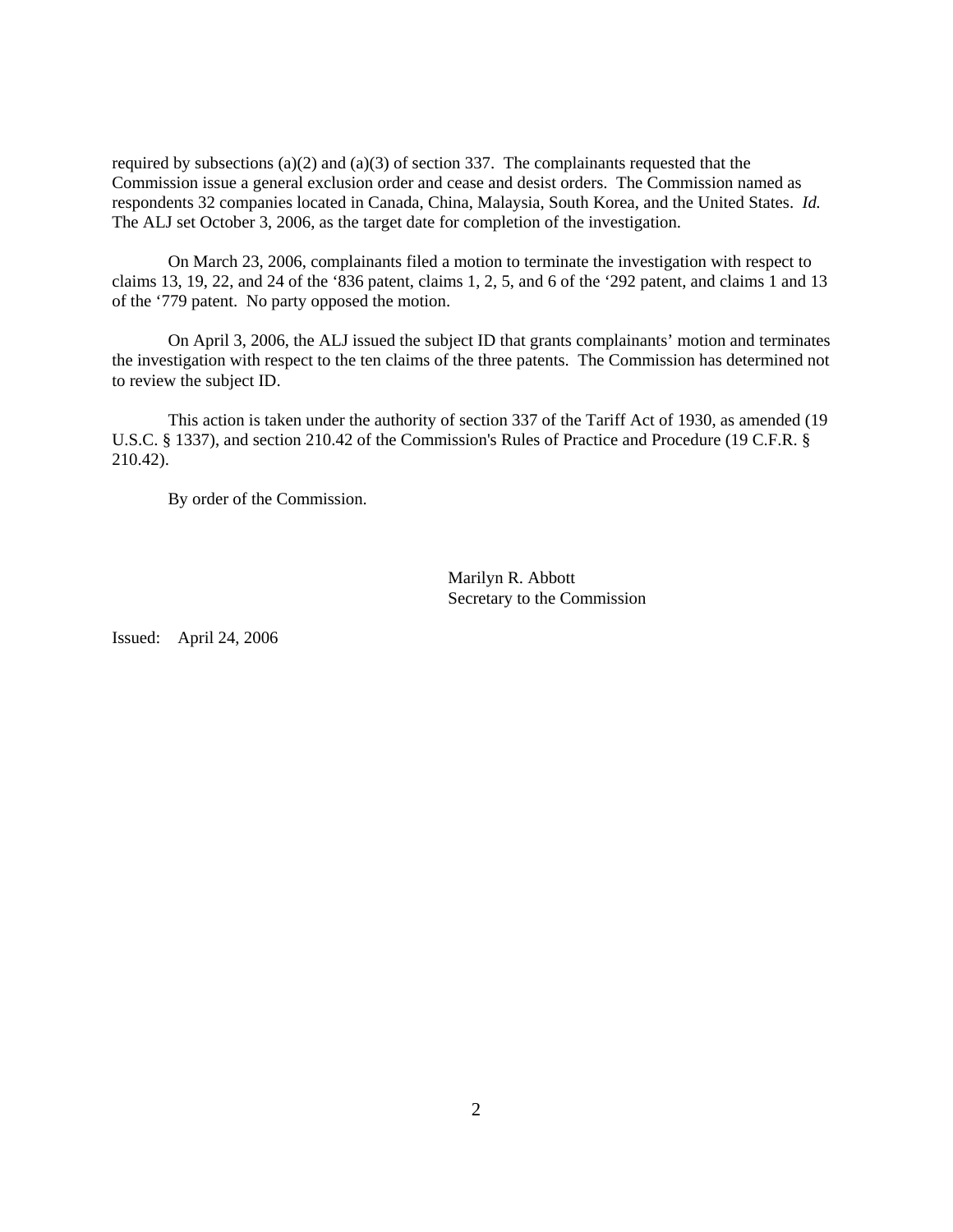required by subsections (a)(2) and (a)(3) of section 337. The complainants requested that the Commission issue a general exclusion order and cease and desist orders. The Commission named as respondents 32 companies located in Canada, China, Malaysia, South Korea, and the United States. *Id.* The ALJ set October 3, 2006, as the target date for completion of the investigation.

On March 23, 2006, complainants filed a motion to terminate the investigation with respect to claims 13, 19, 22, and 24 of the '836 patent, claims 1, 2, 5, and 6 of the '292 patent, and claims 1 and 13 of the '779 patent. No party opposed the motion.

On April 3, 2006, the ALJ issued the subject ID that grants complainants' motion and terminates the investigation with respect to the ten claims of the three patents. The Commission has determined not to review the subject ID.

This action is taken under the authority of section 337 of the Tariff Act of 1930, as amended (19 U.S.C. § 1337), and section 210.42 of the Commission's Rules of Practice and Procedure (19 C.F.R. § 210.42).

By order of the Commission.

Marilyn R. Abbott
Secretary to the Commission

Issued: April 24, 2006